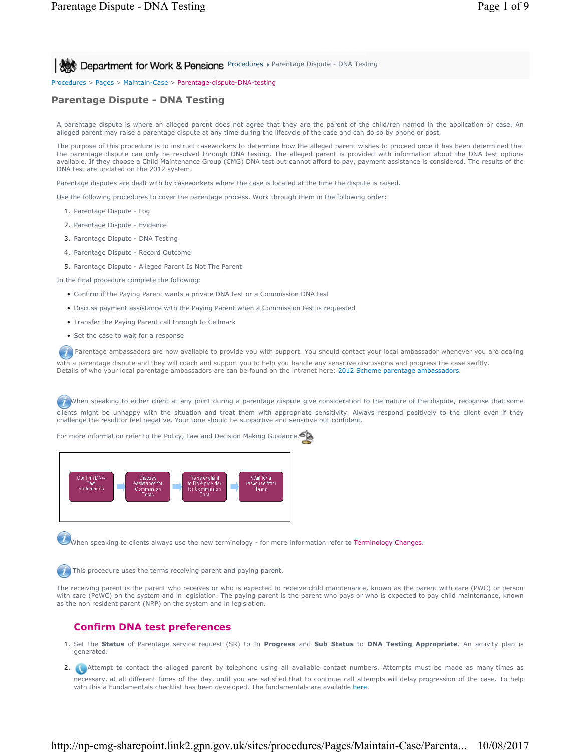Department for Work & Pensions Procedures ▸ Parentage Dispute - DNA Testing

Procedures > Pages > Maintain-Case > Parentage-dispute-DNA-testing

# Parentage Dispute - DNA Testing

A parentage dispute is where an alleged parent does not agree that they are the parent of the child/ren named in the application or case. An alleged parent may raise a parentage dispute at any time during the lifecycle of the case and can do so by phone or post.

The purpose of this procedure is to instruct caseworkers to determine how the alleged parent wishes to proceed once it has been determined that the parentage dispute can only be resolved through DNA testing. The alleged parent is provided with information about the DNA test options available. If they choose a Child Maintenance Group (CMG) DNA test but cannot afford to pay, payment assistance is considered. The results of the DNA test are updated on the 2012 system.

Parentage disputes are dealt with by caseworkers where the case is located at the time the dispute is raised.

Use the following procedures to cover the parentage process. Work through them in the following order:

1. Parentage Dispute - Log
2. Parentage Dispute - Evidence
3. Parentage Dispute - DNA Testing
4. Parentage Dispute - Record Outcome
5. Parentage Dispute - Alleged Parent Is Not The Parent

In the final procedure complete the following:

- Confirm if the Paying Parent wants a private DNA test or a Commission DNA test
- Discuss payment assistance with the Paying Parent when a Commission test is requested
- Transfer the Paying Parent call through to Cellmark
- Set the case to wait for a response

Parentage ambassadors are now available to provide you with support. You should contact your local ambassador whenever you are dealing with a parentage dispute and they will coach and support you to help you handle any sensitive discussions and progress the case swiftly.
Details of who your local parentage ambassadors are can be found on the intranet here: 2012 Scheme parentage ambassadors.

When speaking to either client at any point during a parentage dispute give consideration to the nature of the dispute, recognise that some clients might be unhappy with the situation and treat them with appropriate sensitivity. Always respond positively to the client even if they challenge the result or feel negative. Your tone should be supportive and sensitive but confident.

For more information refer to the Policy, Law and Decision Making Guidance.

Confirm DNA Test preferences → Discuss Assistance for Commission Tests → Transfer client to DNA provider for Commission Test → Wait for a response from Tests

When speaking to clients always use the new terminology - for more information refer to Terminology Changes.

This procedure uses the terms receiving parent and paying parent.

The receiving parent is the parent who receives or who is expected to receive child maintenance, known as the parent with care (PWC) or person with care (PeWC) on the system and in legislation. The paying parent is the parent who pays or who is expected to pay child maintenance, known as the non resident parent (NRP) on the system and in legislation.

## Confirm DNA test preferences

1. Set the **Status** of Parentage service request (SR) to In **Progress** and **Sub Status** to **DNA Testing Appropriate**. An activity plan is generated.
2. Attempt to contact the alleged parent by telephone using all available contact numbers. Attempts must be made as many times as necessary, at all different times of the day, until you are satisfied that to continue call attempts will delay progression of the case. To help with this a Fundamentals checklist has been developed. The fundamentals are available here.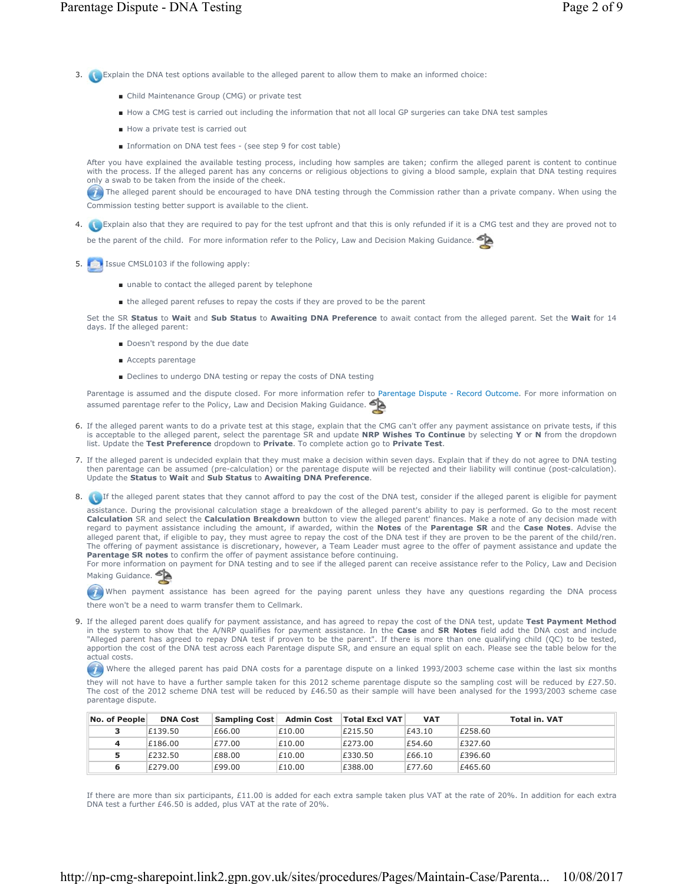3. Explain the DNA test options available to the alleged parent to allow them to make an informed choice:

   - Child Maintenance Group (CMG) or private test
   - How a CMG test is carried out including the information that not all local GP surgeries can take DNA test samples
   - How a private test is carried out
   - Information on DNA test fees - (see step 9 for cost table)

   After you have explained the available testing process, including how samples are taken; confirm the alleged parent is content to continue with the process. If the alleged parent has any concerns or religious objections to giving a blood sample, explain that DNA testing requires only a swab to be taken from the inside of the cheek.

   The alleged parent should be encouraged to have DNA testing through the Commission rather than a private company. When using the Commission testing better support is available to the client.

4. Explain also that they are required to pay for the test upfront and that this is only refunded if it is a CMG test and they are proved not to be the parent of the child. For more information refer to the Policy, Law and Decision Making Guidance.

5. Issue CMSL0103 if the following apply:

   - unable to contact the alleged parent by telephone
   - the alleged parent refuses to repay the costs if they are proved to be the parent

   Set the SR **Status** to **Wait** and **Sub Status** to **Awaiting DNA Preference** to await contact from the alleged parent. Set the **Wait** for 14 days. If the alleged parent:

   - Doesn't respond by the due date
   - Accepts parentage
   - Declines to undergo DNA testing or repay the costs of DNA testing

   Parentage is assumed and the dispute closed. For more information refer to Parentage Dispute - Record Outcome. For more information on assumed parentage refer to the Policy, Law and Decision Making Guidance.

6. If the alleged parent wants to do a private test at this stage, explain that the CMG can't offer any payment assistance on private tests, if this is acceptable to the alleged parent, select the parentage SR and update **NRP Wishes To Continue** by selecting **Y** or **N** from the dropdown list. Update the **Test Preference** dropdown to **Private**. To complete action go to **Private Test**.

7. If the alleged parent is undecided explain that they must make a decision within seven days. Explain that if they do not agree to DNA testing then parentage can be assumed (pre-calculation) or the parentage dispute will be rejected and their liability will continue (post-calculation). Update the **Status** to **Wait** and **Sub Status** to **Awaiting DNA Preference**.

8. If the alleged parent states that they cannot afford to pay the cost of the DNA test, consider if the alleged parent is eligible for payment assistance. During the provisional calculation stage a breakdown of the alleged parent's ability to pay is performed. Go to the most recent **Calculation** SR and select the **Calculation Breakdown** button to view the alleged parent' finances. Make a note of any decision made with regard to payment assistance including the amount, if awarded, within the **Notes** of the **Parentage SR** and the **Case Notes**. Advise the alleged parent that, if eligible to pay, they must agree to repay the cost of the DNA test if they are proven to be the parent of the child/ren. The offering of payment assistance is discretionary, however, a Team Leader must agree to the offer of payment assistance and update the **Parentage SR notes** to confirm the offer of payment assistance before continuing.
   For more information on payment for DNA testing and to see if the alleged parent can receive assistance refer to the Policy, Law and Decision Making Guidance.

   When payment assistance has been agreed for the paying parent unless they have any questions regarding the DNA process there won't be a need to warm transfer them to Cellmark.

9. If the alleged parent does qualify for payment assistance, and has agreed to repay the cost of the DNA test, update **Test Payment Method** in the system to show that the A/NRP qualifies for payment assistance. In the **Case** and **SR Notes** field add the DNA cost and include "Alleged parent has agreed to repay DNA test if proven to be the parent". If there is more than one qualifying child (QC) to be tested, apportion the cost of the DNA test across each Parentage dispute SR, and ensure an equal split on each. Please see the table below for the actual costs.

   Where the alleged parent has paid DNA costs for a parentage dispute on a linked 1993/2003 scheme case within the last six months they will not have to have a further sample taken for this 2012 scheme parentage dispute so the sampling cost will be reduced by £27.50. The cost of the 2012 scheme DNA test will be reduced by £46.50 as their sample will have been analysed for the 1993/2003 scheme case parentage dispute.

| No. of People | DNA Cost | Sampling Cost | Admin Cost | Total Excl VAT | VAT | Total in. VAT |
|---|---|---|---|---|---|---|
| **3** | £139.50 | £66.00 | £10.00 | £215.50 | £43.10 | £258.60 |
| **4** | £186.00 | £77.00 | £10.00 | £273.00 | £54.60 | £327.60 |
| **5** | £232.50 | £88.00 | £10.00 | £330.50 | £66.10 | £396.60 |
| **6** | £279.00 | £99.00 | £10.00 | £388.00 | £77.60 | £465.60 |

If there are more than six participants, £11.00 is added for each extra sample taken plus VAT at the rate of 20%. In addition for each extra DNA test a further £46.50 is added, plus VAT at the rate of 20%.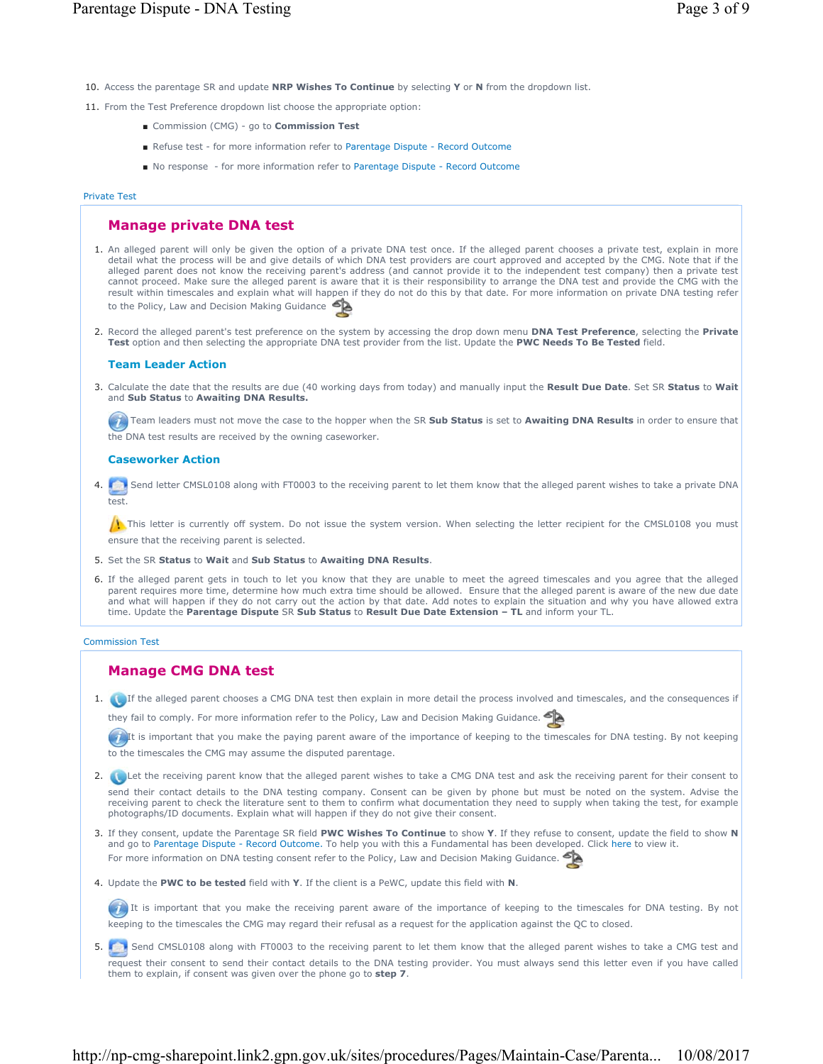10. Access the parentage SR and update **NRP Wishes To Continue** by selecting **Y** or **N** from the dropdown list.
11. From the Test Preference dropdown list choose the appropriate option:
    - Commission (CMG) - go to **Commission Test**
    - Refuse test - for more information refer to Parentage Dispute - Record Outcome
    - No response - for more information refer to Parentage Dispute - Record Outcome

Private Test

## Manage private DNA test

1. An alleged parent will only be given the option of a private DNA test once. If the alleged parent chooses a private test, explain in more detail what the process will be and give details of which DNA test providers are court approved and accepted by the CMG. Note that if the alleged parent does not know the receiving parent's address (and cannot provide it to the independent test company) then a private test cannot proceed. Make sure the alleged parent is aware that it is their responsibility to arrange the DNA test and provide the CMG with the result within timescales and explain what will happen if they do not do this by that date. For more information on private DNA testing refer to the Policy, Law and Decision Making Guidance
2. Record the alleged parent's test preference on the system by accessing the drop down menu **DNA Test Preference**, selecting the **Private Test** option and then selecting the appropriate DNA test provider from the list. Update the **PWC Needs To Be Tested** field.

### Team Leader Action

3. Calculate the date that the results are due (40 working days from today) and manually input the **Result Due Date**. Set SR **Status** to **Wait** and **Sub Status** to **Awaiting DNA Results.**

   Team leaders must not move the case to the hopper when the SR **Sub Status** is set to **Awaiting DNA Results** in order to ensure that the DNA test results are received by the owning caseworker.

### Caseworker Action

4. Send letter CMSL0108 along with FT0003 to the receiving parent to let them know that the alleged parent wishes to take a private DNA test.

   This letter is currently off system. Do not issue the system version. When selecting the letter recipient for the CMSL0108 you must ensure that the receiving parent is selected.
5. Set the SR **Status** to **Wait** and **Sub Status** to **Awaiting DNA Results**.
6. If the alleged parent gets in touch to let you know that they are unable to meet the agreed timescales and you agree that the alleged parent requires more time, determine how much extra time should be allowed. Ensure that the alleged parent is aware of the new due date and what will happen if they do not carry out the action by that date. Add notes to explain the situation and why you have allowed extra time. Update the **Parentage Dispute** SR **Sub Status** to **Result Due Date Extension – TL** and inform your TL.

Commission Test

## Manage CMG DNA test

1. If the alleged parent chooses a CMG DNA test then explain in more detail the process involved and timescales, and the consequences if they fail to comply. For more information refer to the Policy, Law and Decision Making Guidance.

   It is important that you make the paying parent aware of the importance of keeping to the timescales for DNA testing. By not keeping to the timescales the CMG may assume the disputed parentage.
2. Let the receiving parent know that the alleged parent wishes to take a CMG DNA test and ask the receiving parent for their consent to send their contact details to the DNA testing company. Consent can be given by phone but must be noted on the system. Advise the receiving parent to check the literature sent to them to confirm what documentation they need to supply when taking the test, for example photographs/ID documents. Explain what will happen if they do not give their consent.
3. If they consent, update the Parentage SR field **PWC Wishes To Continue** to show **Y**. If they refuse to consent, update the field to show **N** and go to Parentage Dispute - Record Outcome. To help you with this a Fundamental has been developed. Click here to view it.
   For more information on DNA testing consent refer to the Policy, Law and Decision Making Guidance.
4. Update the **PWC to be tested** field with **Y**. If the client is a PeWC, update this field with **N**.

   It is important that you make the receiving parent aware of the importance of keeping to the timescales for DNA testing. By not keeping to the timescales the CMG may regard their refusal as a request for the application against the QC to closed.
5. Send CMSL0108 along with FT0003 to the receiving parent to let them know that the alleged parent wishes to take a CMG test and request their consent to send their contact details to the DNA testing provider. You must always send this letter even if you have called them to explain, if consent was given over the phone go to **step 7**.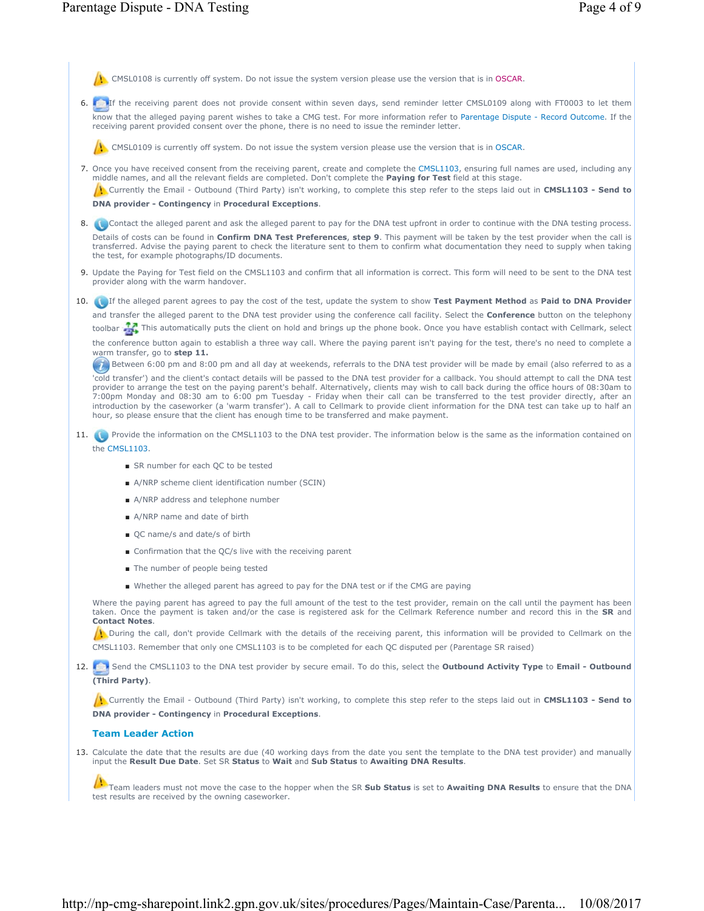CMSL0108 is currently off system. Do not issue the system version please use the version that is in OSCAR.

6. If the receiving parent does not provide consent within seven days, send reminder letter CMSL0109 along with FT0003 to let them know that the alleged paying parent wishes to take a CMG test. For more information refer to Parentage Dispute - Record Outcome. If the receiving parent provided consent over the phone, there is no need to issue the reminder letter.

   CMSL0109 is currently off system. Do not issue the system version please use the version that is in OSCAR.

7. Once you have received consent from the receiving parent, create and complete the CMSL1103, ensuring full names are used, including any middle names, and all the relevant fields are completed. Don't complete the **Paying for Test** field at this stage.
   Currently the Email - Outbound (Third Party) isn't working, to complete this step refer to the steps laid out in **CMSL1103 - Send to DNA provider - Contingency** in **Procedural Exceptions**.

8. Contact the alleged parent and ask the alleged parent to pay for the DNA test upfront in order to continue with the DNA testing process. Details of costs can be found in **Confirm DNA Test Preferences**, **step 9**. This payment will be taken by the test provider when the call is transferred. Advise the paying parent to check the literature sent to them to confirm what documentation they need to supply when taking the test, for example photographs/ID documents.

9. Update the Paying for Test field on the CMSL1103 and confirm that all information is correct. This form will need to be sent to the DNA test provider along with the warm handover.

10. If the alleged parent agrees to pay the cost of the test, update the system to show **Test Payment Method** as **Paid to DNA Provider** and transfer the alleged parent to the DNA test provider using the conference call facility. Select the **Conference** button on the telephony toolbar This automatically puts the client on hold and brings up the phone book. Once you have establish contact with Cellmark, select the conference button again to establish a three way call. Where the paying parent isn't paying for the test, there's no need to complete a warm transfer, go to **step 11.**
    Between 6:00 pm and 8:00 pm and all day at weekends, referrals to the DNA test provider will be made by email (also referred to as a 'cold transfer') and the client's contact details will be passed to the DNA test provider for a callback. You should attempt to call the DNA test provider to arrange the test on the paying parent's behalf. Alternatively, clients may wish to call back during the office hours of 08:30am to 7:00pm Monday and 08:30 am to 6:00 pm Tuesday - Friday when their call can be transferred to the test provider directly, after an introduction by the caseworker (a 'warm transfer'). A call to Cellmark to provide client information for the DNA test can take up to half an hour, so please ensure that the client has enough time to be transferred and make payment.

11. Provide the information on the CMSL1103 to the DNA test provider. The information below is the same as the information contained on the CMSL1103.

    - SR number for each QC to be tested
    - A/NRP scheme client identification number (SCIN)
    - A/NRP address and telephone number
    - A/NRP name and date of birth
    - QC name/s and date/s of birth
    - Confirmation that the QC/s live with the receiving parent
    - The number of people being tested
    - Whether the alleged parent has agreed to pay for the DNA test or if the CMG are paying

    Where the paying parent has agreed to pay the full amount of the test to the test provider, remain on the call until the payment has been taken. Once the payment is taken and/or the case is registered ask for the Cellmark Reference number and record this in the **SR** and **Contact Notes**.
    During the call, don't provide Cellmark with the details of the receiving parent, this information will be provided to Cellmark on the CMSL1103. Remember that only one CMSL1103 is to be completed for each QC disputed per (Parentage SR raised)

12. Send the CMSL1103 to the DNA test provider by secure email. To do this, select the **Outbound Activity Type** to **Email - Outbound (Third Party)**.

    Currently the Email - Outbound (Third Party) isn't working, to complete this step refer to the steps laid out in **CMSL1103 - Send to DNA provider - Contingency** in **Procedural Exceptions**.

### Team Leader Action

13. Calculate the date that the results are due (40 working days from the date you sent the template to the DNA test provider) and manually input the **Result Due Date**. Set SR **Status** to **Wait** and **Sub Status** to **Awaiting DNA Results**.

    Team leaders must not move the case to the hopper when the SR **Sub Status** is set to **Awaiting DNA Results** to ensure that the DNA test results are received by the owning caseworker.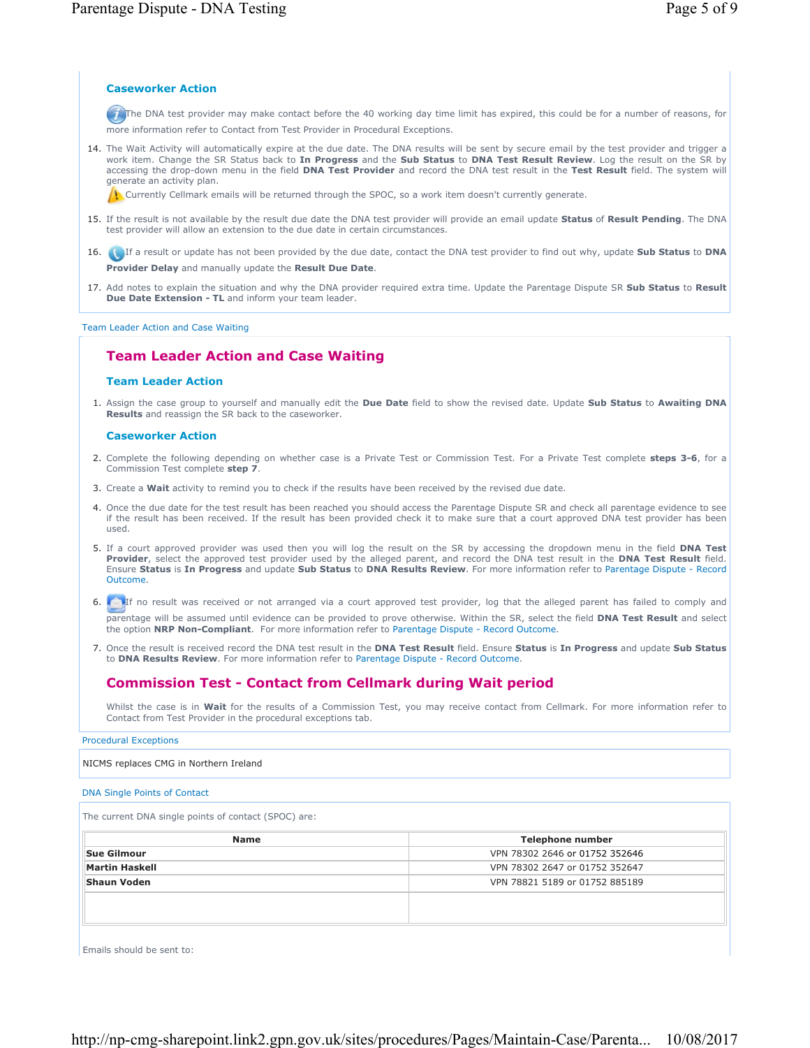### Caseworker Action

The DNA test provider may make contact before the 40 working day time limit has expired, this could be for a number of reasons, for more information refer to Contact from Test Provider in Procedural Exceptions.

14. The Wait Activity will automatically expire at the due date. The DNA results will be sent by secure email by the test provider and trigger a work item. Change the SR Status back to **In Progress** and the **Sub Status** to **DNA Test Result Review**. Log the result on the SR by accessing the drop-down menu in the field **DNA Test Provider** and record the DNA test result in the **Test Result** field. The system will generate an activity plan.

    Currently Cellmark emails will be returned through the SPOC, so a work item doesn't currently generate.

15. If the result is not available by the result due date the DNA test provider will provide an email update **Status** of **Result Pending**. The DNA test provider will allow an extension to the due date in certain circumstances.
16. If a result or update has not been provided by the due date, contact the DNA test provider to find out why, update **Sub Status** to **DNA Provider Delay** and manually update the **Result Due Date**.
17. Add notes to explain the situation and why the DNA provider required extra time. Update the Parentage Dispute SR **Sub Status** to **Result Due Date Extension - TL** and inform your team leader.

Team Leader Action and Case Waiting

## Team Leader Action and Case Waiting

### Team Leader Action

1. Assign the case group to yourself and manually edit the **Due Date** field to show the revised date. Update **Sub Status** to **Awaiting DNA Results** and reassign the SR back to the caseworker.

### Caseworker Action

2. Complete the following depending on whether case is a Private Test or Commission Test. For a Private Test complete **steps 3-6**, for a Commission Test complete **step 7**.
3. Create a **Wait** activity to remind you to check if the results have been received by the revised due date.
4. Once the due date for the test result has been reached you should access the Parentage Dispute SR and check all parentage evidence to see if the result has been received. If the result has been provided check it to make sure that a court approved DNA test provider has been used.
5. If a court approved provider was used then you will log the result on the SR by accessing the dropdown menu in the field **DNA Test Provider**, select the approved test provider used by the alleged parent, and record the DNA test result in the **DNA Test Result** field. Ensure **Status** is **In Progress** and update **Sub Status** to **DNA Results Review**. For more information refer to Parentage Dispute - Record Outcome.
6. If no result was received or not arranged via a court approved test provider, log that the alleged parent has failed to comply and parentage will be assumed until evidence can be provided to prove otherwise. Within the SR, select the field **DNA Test Result** and select the option **NRP Non-Compliant**. For more information refer to Parentage Dispute - Record Outcome.
7. Once the result is received record the DNA test result in the **DNA Test Result** field. Ensure **Status** is **In Progress** and update **Sub Status** to **DNA Results Review**. For more information refer to Parentage Dispute - Record Outcome.

## Commission Test - Contact from Cellmark during Wait period

Whilst the case is in **Wait** for the results of a Commission Test, you may receive contact from Cellmark. For more information refer to Contact from Test Provider in the procedural exceptions tab.

Procedural Exceptions

NICMS replaces CMG in Northern Ireland

DNA Single Points of Contact

The current DNA single points of contact (SPOC) are:

| Name | Telephone number |
|---|---|
| **Sue Gilmour** | VPN 78302 2646 or 01752 352646 |
| **Martin Haskell** | VPN 78302 2647 or 01752 352647 |
| **Shaun Voden** | VPN 78821 5189 or 01752 885189 |
| | |

Emails should be sent to: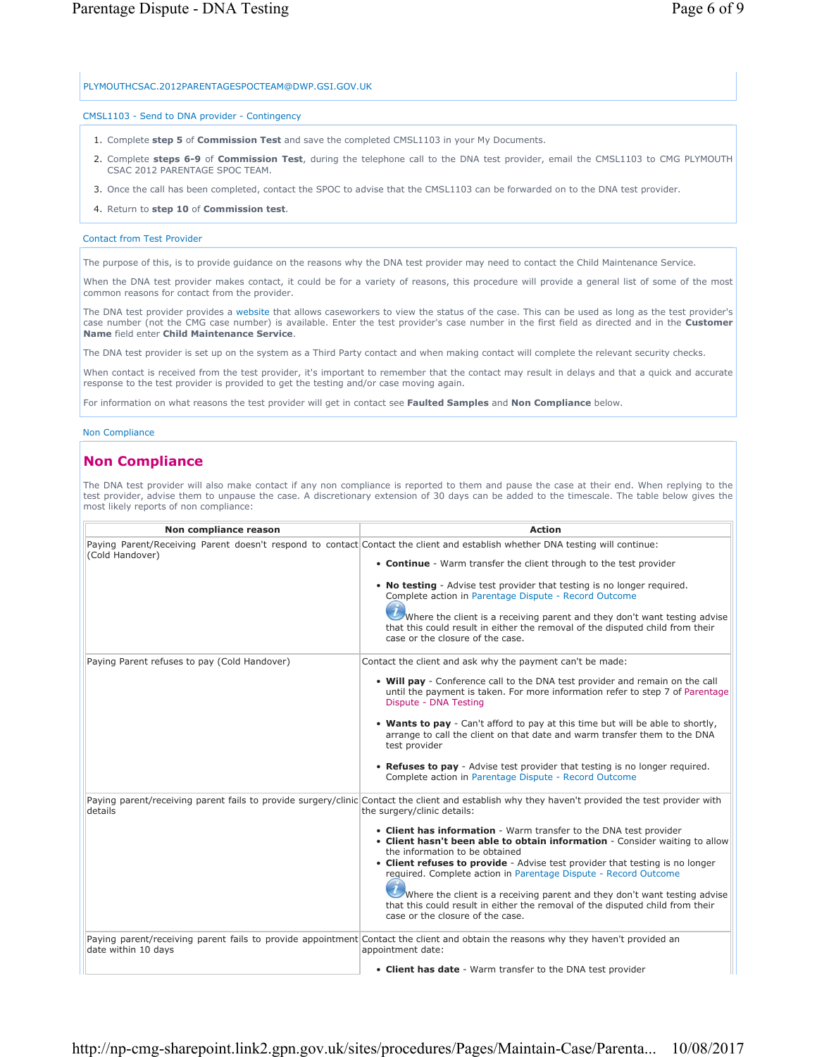PLYMOUTHCSAC.2012PARENTAGESPOCTEAM@DWP.GSI.GOV.UK

CMSL1103 - Send to DNA provider - Contingency

1. Complete **step 5** of **Commission Test** and save the completed CMSL1103 in your My Documents.
2. Complete **steps 6-9** of **Commission Test**, during the telephone call to the DNA test provider, email the CMSL1103 to CMG PLYMOUTH CSAC 2012 PARENTAGE SPOC TEAM.
3. Once the call has been completed, contact the SPOC to advise that the CMSL1103 can be forwarded on to the DNA test provider.
4. Return to **step 10** of **Commission test**.

Contact from Test Provider

The purpose of this, is to provide guidance on the reasons why the DNA test provider may need to contact the Child Maintenance Service.

When the DNA test provider makes contact, it could be for a variety of reasons, this procedure will provide a general list of some of the most common reasons for contact from the provider.

The DNA test provider provides a website that allows caseworkers to view the status of the case. This can be used as long as the test provider's case number (not the CMG case number) is available. Enter the test provider's case number in the first field as directed and in the **Customer Name** field enter **Child Maintenance Service**.

The DNA test provider is set up on the system as a Third Party contact and when making contact will complete the relevant security checks.

When contact is received from the test provider, it's important to remember that the contact may result in delays and that a quick and accurate response to the test provider is provided to get the testing and/or case moving again.

For information on what reasons the test provider will get in contact see **Faulted Samples** and **Non Compliance** below.

Non Compliance

## Non Compliance

The DNA test provider will also make contact if any non compliance is reported to them and pause the case at their end. When replying to the test provider, advise them to unpause the case. A discretionary extension of 30 days can be added to the timescale. The table below gives the most likely reports of non compliance:

| Non compliance reason | Action |
|---|---|
| Paying Parent/Receiving Parent doesn't respond to contact (Cold Handover) | Contact the client and establish whether DNA testing will continue:<br>• **Continue** - Warm transfer the client through to the test provider<br>• **No testing** - Advise test provider that testing is no longer required. Complete action in Parentage Dispute - Record Outcome<br>Where the client is a receiving parent and they don't want testing advise that this could result in either the removal of the disputed child from their case or the closure of the case. |
| Paying Parent refuses to pay (Cold Handover) | Contact the client and ask why the payment can't be made:<br>• **Will pay** - Conference call to the DNA test provider and remain on the call until the payment is taken. For more information refer to step 7 of Parentage Dispute - DNA Testing<br>• **Wants to pay** - Can't afford to pay at this time but will be able to shortly, arrange to call the client on that date and warm transfer them to the DNA test provider<br>• **Refuses to pay** - Advise test provider that testing is no longer required. Complete action in Parentage Dispute - Record Outcome |
| Paying parent/receiving parent fails to provide surgery/clinic details | Contact the client and establish why they haven't provided the test provider with the surgery/clinic details:<br>• **Client has information** - Warm transfer to the DNA test provider<br>• **Client hasn't been able to obtain information** - Consider waiting to allow the information to be obtained<br>• **Client refuses to provide** - Advise test provider that testing is no longer required. Complete action in Parentage Dispute - Record Outcome<br>Where the client is a receiving parent and they don't want testing advise that this could result in either the removal of the disputed child from their case or the closure of the case. |
| Paying parent/receiving parent fails to provide appointment date within 10 days | Contact the client and obtain the reasons why they haven't provided an appointment date:<br>• **Client has date** - Warm transfer to the DNA test provider |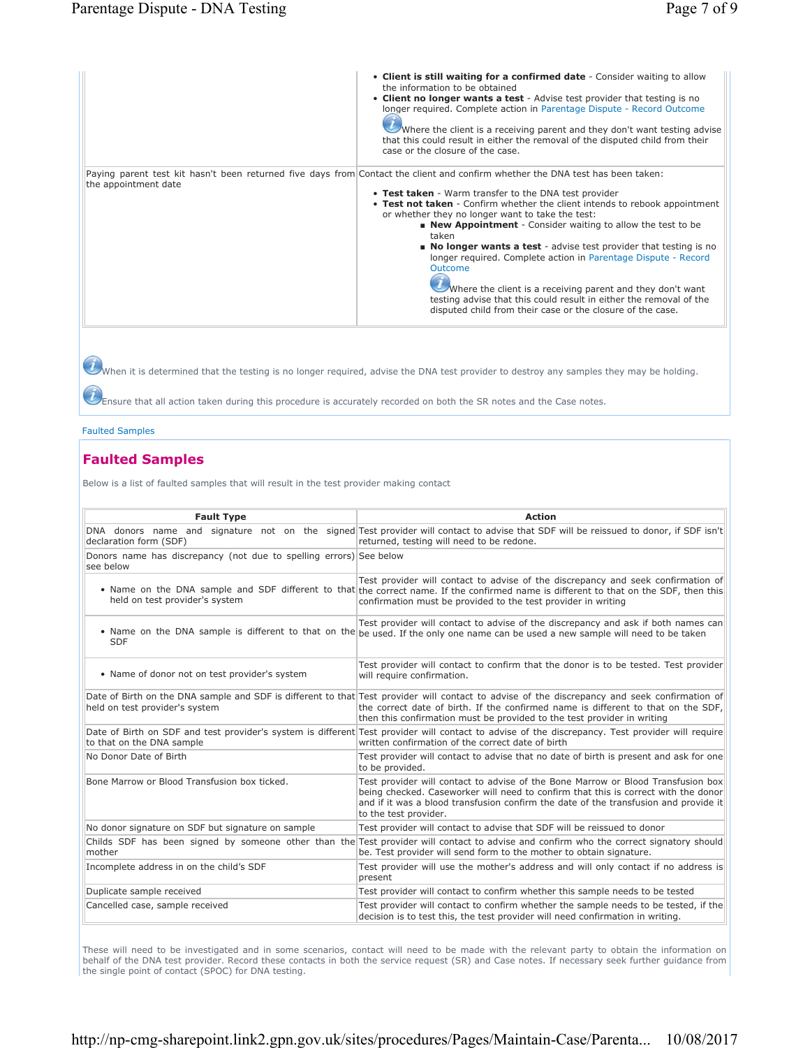| | |
|---|---|
| | • **Client is still waiting for a confirmed date** - Consider waiting to allow the information to be obtained<br>• **Client no longer wants a test** - Advise test provider that testing is no longer required. Complete action in Parentage Dispute - Record Outcome<br>Where the client is a receiving parent and they don't want testing advise that this could result in either the removal of the disputed child from their case or the closure of the case. |
| Paying parent test kit hasn't been returned five days from the appointment date | Contact the client and confirm whether the DNA test has been taken:<br>• **Test taken** - Warm transfer to the DNA test provider<br>• **Test not taken** - Confirm whether the client intends to rebook appointment or whether they no longer want to take the test:<br>  ▪ **New Appointment** - Consider waiting to allow the test to be taken<br>  ▪ **No longer wants a test** - advise test provider that testing is no longer required. Complete action in Parentage Dispute - Record Outcome<br>  Where the client is a receiving parent and they don't want testing advise that this could result in either the removal of the disputed child from their case or the closure of the case. |

When it is determined that the testing is no longer required, advise the DNA test provider to destroy any samples they may be holding.

Ensure that all action taken during this procedure is accurately recorded on both the SR notes and the Case notes.

Faulted Samples

## Faulted Samples

Below is a list of faulted samples that will result in the test provider making contact

| Fault Type | Action |
|---|---|
| DNA donors name and signature not on the signed declaration form (SDF) | Test provider will contact to advise that SDF will be reissued to donor, if SDF isn't returned, testing will need to be redone. |
| Donors name has discrepancy (not due to spelling errors) see below | See below |
| • Name on the DNA sample and SDF different to that held on test provider's system | Test provider will contact to advise of the discrepancy and seek confirmation of the correct name. If the confirmed name is different to that on the SDF, then this confirmation must be provided to the test provider in writing |
| • Name on the DNA sample is different to that on the SDF | Test provider will contact to advise of the discrepancy and ask if both names can be used. If the only one name can be used a new sample will need to be taken |
| • Name of donor not on test provider's system | Test provider will contact to confirm that the donor is to be tested. Test provider will require confirmation. |
| Date of Birth on the DNA sample and SDF is different to that held on test provider's system | Test provider will contact to advise of the discrepancy and seek confirmation of the correct date of birth. If the confirmed name is different to that on the SDF, then this confirmation must be provided to the test provider in writing |
| Date of Birth on SDF and test provider's system is different to that on the DNA sample | Test provider will contact to advise of the discrepancy. Test provider will require written confirmation of the correct date of birth |
| No Donor Date of Birth | Test provider will contact to advise that no date of birth is present and ask for one to be provided. |
| Bone Marrow or Blood Transfusion box ticked. | Test provider will contact to advise of the Bone Marrow or Blood Transfusion box being checked. Caseworker will need to confirm that this is correct with the donor and if it was a blood transfusion confirm the date of the transfusion and provide it to the test provider. |
| No donor signature on SDF but signature on sample | Test provider will contact to advise that SDF will be reissued to donor |
| Childs SDF has been signed by someone other than the mother | Test provider will contact to advise and confirm who the correct signatory should be. Test provider will send form to the mother to obtain signature. |
| Incomplete address in on the child's SDF | Test provider will use the mother's address and will only contact if no address is present |
| Duplicate sample received | Test provider will contact to confirm whether this sample needs to be tested |
| Cancelled case, sample received | Test provider will contact to confirm whether the sample needs to be tested, if the decision is to test this, the test provider will need confirmation in writing. |

These will need to be investigated and in some scenarios, contact will need to be made with the relevant party to obtain the information on behalf of the DNA test provider. Record these contacts in both the service request (SR) and Case notes. If necessary seek further guidance from the single point of contact (SPOC) for DNA testing.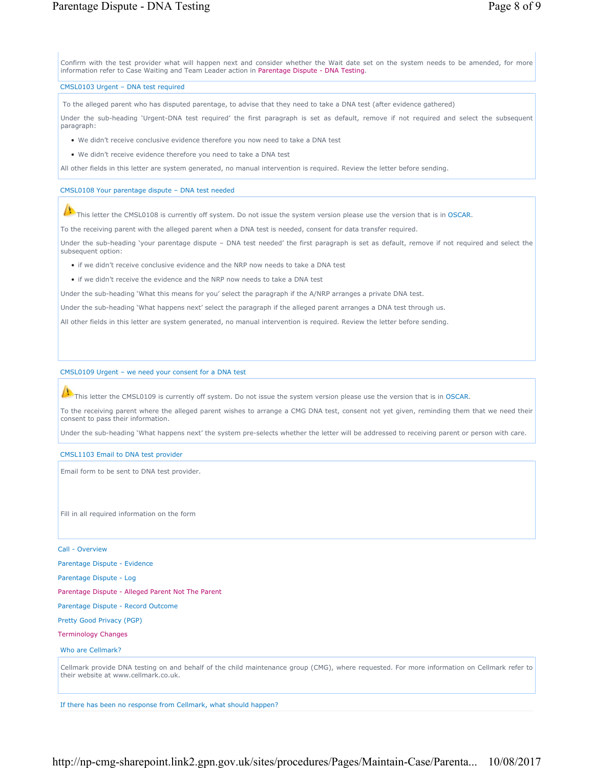Confirm with the test provider what will happen next and consider whether the Wait date set on the system needs to be amended, for more information refer to Case Waiting and Team Leader action in Parentage Dispute - DNA Testing.

### CMSL0103 Urgent – DNA test required

To the alleged parent who has disputed parentage, to advise that they need to take a DNA test (after evidence gathered)

Under the sub-heading 'Urgent-DNA test required' the first paragraph is set as default, remove if not required and select the subsequent paragraph:

- We didn't receive conclusive evidence therefore you now need to take a DNA test
- We didn't receive evidence therefore you need to take a DNA test

All other fields in this letter are system generated, no manual intervention is required. Review the letter before sending.

### CMSL0108 Your parentage dispute – DNA test needed

This letter the CMSL0108 is currently off system. Do not issue the system version please use the version that is in OSCAR.

To the receiving parent with the alleged parent when a DNA test is needed, consent for data transfer required.

Under the sub-heading 'your parentage dispute – DNA test needed' the first paragraph is set as default, remove if not required and select the subsequent option:

- if we didn't receive conclusive evidence and the NRP now needs to take a DNA test
- if we didn't receive the evidence and the NRP now needs to take a DNA test

Under the sub-heading 'What this means for you' select the paragraph if the A/NRP arranges a private DNA test.

Under the sub-heading 'What happens next' select the paragraph if the alleged parent arranges a DNA test through us.

All other fields in this letter are system generated, no manual intervention is required. Review the letter before sending.

### CMSL0109 Urgent – we need your consent for a DNA test

This letter the CMSL0109 is currently off system. Do not issue the system version please use the version that is in OSCAR.

To the receiving parent where the alleged parent wishes to arrange a CMG DNA test, consent not yet given, reminding them that we need their consent to pass their information.

Under the sub-heading 'What happens next' the system pre-selects whether the letter will be addressed to receiving parent or person with care.

### CMSL1103 Email to DNA test provider

Email form to be sent to DNA test provider.

Fill in all required information on the form

Call - Overview

Parentage Dispute - Evidence

Parentage Dispute - Log

Parentage Dispute - Alleged Parent Not The Parent

Parentage Dispute - Record Outcome

Pretty Good Privacy (PGP)

Terminology Changes

### Who are Cellmark?

Cellmark provide DNA testing on and behalf of the child maintenance group (CMG), where requested. For more information on Cellmark refer to their website at www.cellmark.co.uk.

### If there has been no response from Cellmark, what should happen?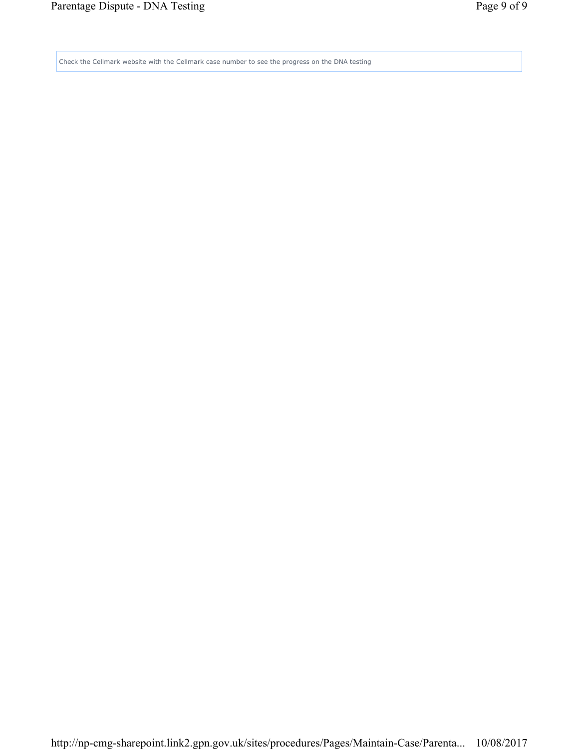Check the Cellmark website with the Cellmark case number to see the progress on the DNA testing